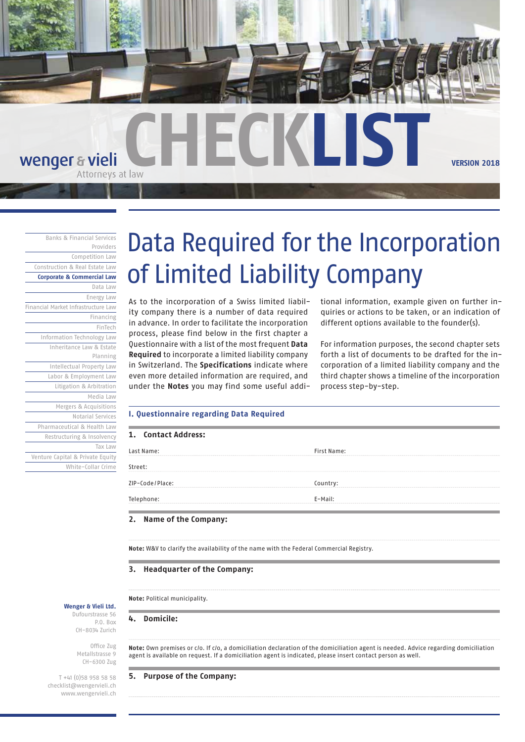wenger & vieli
Attorneys at law

# CHECKLIST

VERSION 2018

- Banks & Financial Services Providers
- Competition Law
- Construction & Real Estate Law
- **Corporate & Commercial Law**
- Data Law
- Energy Law
- Financial Market Infrastructure Law
- Financing
- FinTech
- Information Technology Law
- Inheritance Law & Estate Planning
- Intellectual Property Law
- Labor & Employment Law
- Litigation & Arbitration
- Media Law
- Mergers & Acquisitions
- Notarial Services
- Pharmaceutical & Health Law
- Restructuring & Insolvency
- Tax Law
- Venture Capital & Private Equity
- White-Collar Crime

**Wenger & Vieli Ltd.**
Dufourstrasse 56
P.O. Box
CH-8034 Zurich

Office Zug
Metallstrasse 9
CH-6300 Zug

T +41 (0)58 958 58 58
checklist@wengervieli.ch
www.wengervieli.ch

# Data Required for the Incorporation of Limited Liability Company

As to the incorporation of a Swiss limited liability company there is a number of data required in advance. In order to facilitate the incorporation process, please find below in the first chapter a Questionnaire with a list of the most frequent **Data Required** to incorporate a limited liability company in Switzerland. The **Specifications** indicate where even more detailed information are required, and under the **Notes** you may find some useful additional information, example given on further inquiries or actions to be taken, or an indication of different options available to the founder(s).

For information purposes, the second chapter sets forth a list of documents to be drafted for the incorporation of a limited liability company and the third chapter shows a timeline of the incorporation process step-by-step.

## I. Questionnaire regarding Data Required

### 1. Contact Address:

| Last Name: | First Name: |
|---|---|
| Street: | |
| ZIP-Code / Place: | Country: |
| Telephone: | E-Mail: |

### 2. Name of the Company:

**Note:** W&V to clarify the availability of the name with the Federal Commercial Registry.

### 3. Headquarter of the Company:

**Note:** Political municipality.

### 4. Domicile:

**Note:** Own premises or c/o. If c/o, a domiciliation declaration of the domiciliation agent is needed. Advice regarding domiciliation agent is available on request. If a domiciliation agent is indicated, please insert contact person as well.

### 5. Purpose of the Company: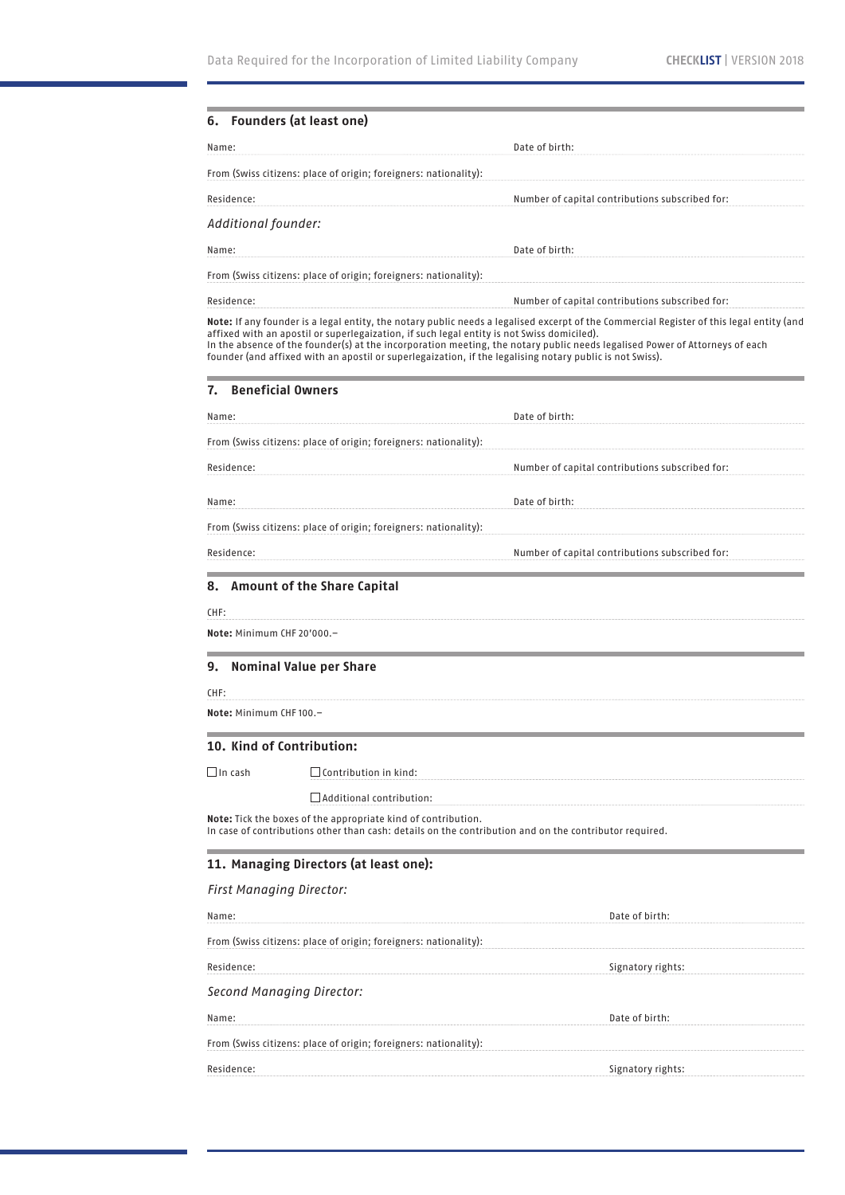## 6. Founders (at least one)

Name: Date of birth:

From (Swiss citizens: place of origin; foreigners: nationality):

Residence: Number of capital contributions subscribed for:

*Additional founder:*

Name: Date of birth:

From (Swiss citizens: place of origin; foreigners: nationality):

Residence: Number of capital contributions subscribed for:

**Note:** If any founder is a legal entity, the notary public needs a legalised excerpt of the Commercial Register of this legal entity (and affixed with an apostil or superlegaization, if such legal entity is not Swiss domiciled).
In the absence of the founder(s) at the incorporation meeting, the notary public needs legalised Power of Attorneys of each founder (and affixed with an apostil or superlegaization, if the legalising notary public is not Swiss).

## 7. Beneficial Owners

Name: Date of birth:

From (Swiss citizens: place of origin; foreigners: nationality):

Residence: Number of capital contributions subscribed for:

Name: Date of birth:

From (Swiss citizens: place of origin; foreigners: nationality):

Residence: Number of capital contributions subscribed for:

## 8. Amount of the Share Capital

CHF:

**Note:** Minimum CHF 20'000.–

## 9. Nominal Value per Share

CHF:

**Note:** Minimum CHF 100.–

## 10. Kind of Contribution:

☐ In cash ☐ Contribution in kind:

☐ Additional contribution:

**Note:** Tick the boxes of the appropriate kind of contribution.
In case of contributions other than cash: details on the contribution and on the contributor required.

## 11. Managing Directors (at least one):

*First Managing Director:*

Name: Date of birth:

From (Swiss citizens: place of origin; foreigners: nationality):

Residence: Signatory rights:

*Second Managing Director:*

Name: Date of birth:

From (Swiss citizens: place of origin; foreigners: nationality):

Residence: Signatory rights: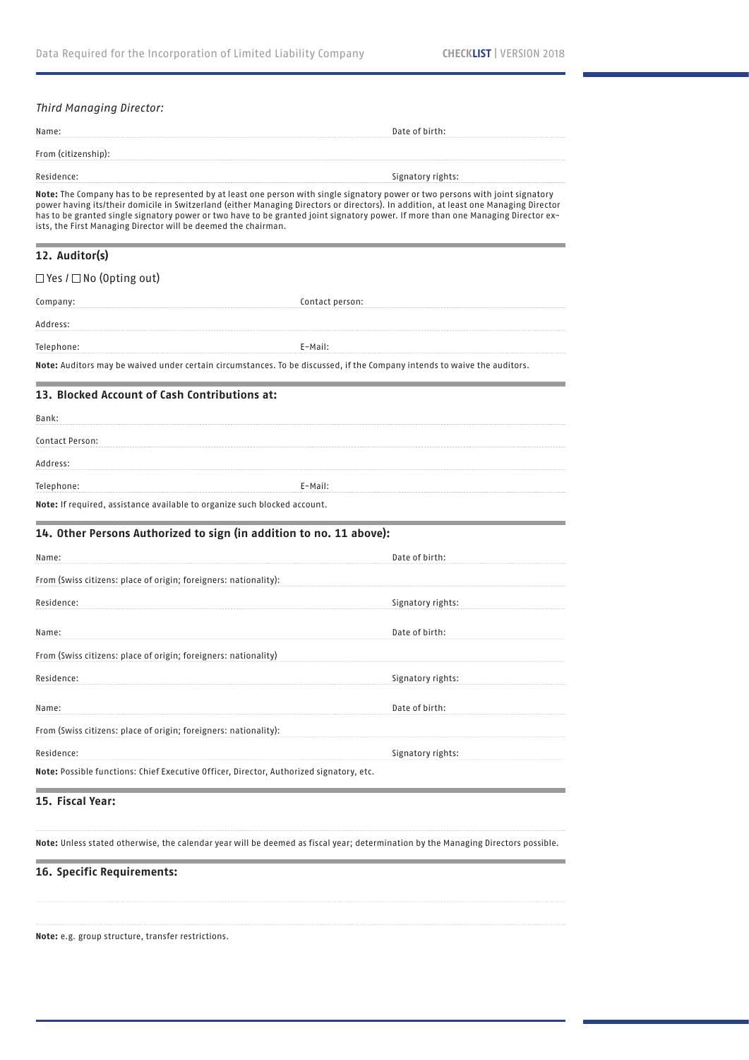*Third Managing Director:*

Name: Date of birth:

From (citizenship):

Residence: Signatory rights:

**Note:** The Company has to be represented by at least one person with single signatory power or two persons with joint signatory power having its/their domicile in Switzerland (either Managing Directors or directors). In addition, at least one Managing Director has to be granted single signatory power or two have to be granted joint signatory power. If more than one Managing Director exists, the First Managing Director will be deemed the chairman.

## 12. Auditor(s)

☐ Yes / ☐ No (Opting out)

Company: Contact person:

Address:

Telephone: E-Mail:

**Note:** Auditors may be waived under certain circumstances. To be discussed, if the Company intends to waive the auditors.

## 13. Blocked Account of Cash Contributions at:

Bank:

Contact Person:

Address:

Telephone: E-Mail:

**Note:** If required, assistance available to organize such blocked account.

## 14. Other Persons Authorized to sign (in addition to no. 11 above):

Name: Date of birth:

From (Swiss citizens: place of origin; foreigners: nationality):

Residence: Signatory rights:

Name: Date of birth:

From (Swiss citizens: place of origin; foreigners: nationality)

Residence: Signatory rights:

Name: Date of birth:

From (Swiss citizens: place of origin; foreigners: nationality):

Residence: Signatory rights:

**Note:** Possible functions: Chief Executive Officer, Director, Authorized signatory, etc.

## 15. Fiscal Year:

**Note:** Unless stated otherwise, the calendar year will be deemed as fiscal year; determination by the Managing Directors possible.

## 16. Specific Requirements:

**Note:** e.g. group structure, transfer restrictions.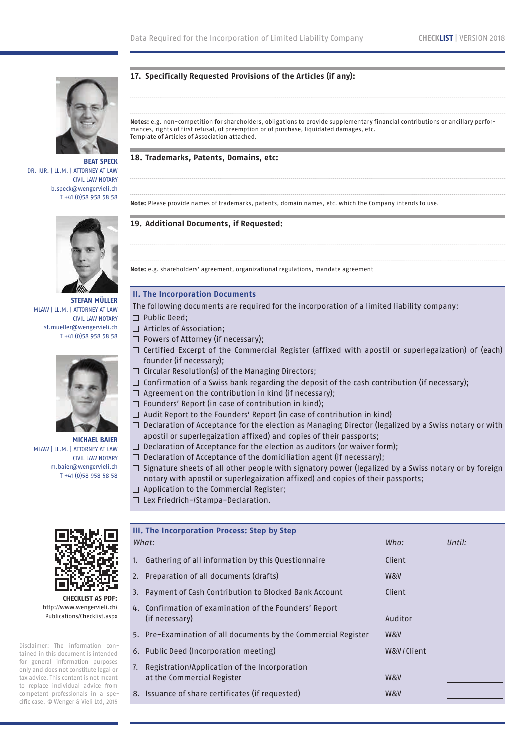## 17. Specifically Requested Provisions of the Articles (if any):

**Notes:** e.g. non-competition for shareholders, obligations to provide supplementary financial contributions or ancillary performances, rights of first refusal, of preemption or of purchase, liquidated damages, etc.
Template of Articles of Association attached.

## 18. Trademarks, Patents, Domains, etc:

**Note:** Please provide names of trademarks, patents, domain names, etc. which the Company intends to use.

## 19. Additional Documents, if Requested:

**Note:** e.g. shareholders' agreement, organizational regulations, mandate agreement

## II. The Incorporation Documents

The following documents are required for the incorporation of a limited liability company:

- ☐ Public Deed;
- ☐ Articles of Association;
- ☐ Powers of Attorney (if necessary);
- ☐ Certified Excerpt of the Commercial Register (affixed with apostil or superlegaization) of (each) founder (if necessary);
- ☐ Circular Resolution(s) of the Managing Directors;
- ☐ Confirmation of a Swiss bank regarding the deposit of the cash contribution (if necessary);
- ☐ Agreement on the contribution in kind (if necessary);
- ☐ Founders' Report (in case of contribution in kind);
- ☐ Audit Report to the Founders' Report (in case of contribution in kind)
- ☐ Declaration of Acceptance for the election as Managing Director (legalized by a Swiss notary or with apostil or superlegaization affixed) and copies of their passports;
- ☐ Declaration of Acceptance for the election as auditors (or waiver form);
- ☐ Declaration of Acceptance of the domiciliation agent (if necessary);
- ☐ Signature sheets of all other people with signatory power (legalized by a Swiss notary or by foreign notary with apostil or superlegaization affixed) and copies of their passports;
- ☐ Application to the Commercial Register;
- ☐ Lex Friedrich-/Stampa-Declaration.

## III. The Incorporation Process: Step by Step

| *What:* | *Who:* | *Until:* |
|---|---|---|
| 1. Gathering of all information by this Questionnaire | Client | |
| 2. Preparation of all documents (drafts) | W&V | |
| 3. Payment of Cash Contribution to Blocked Bank Account | Client | |
| 4. Confirmation of examination of the Founders' Report (if necessary) | Auditor | |
| 5. Pre-Examination of all documents by the Commercial Register | W&V | |
| 6. Public Deed (Incorporation meeting) | W&V / Client | |
| 7. Registration/Application of the Incorporation at the Commercial Register | W&V | |
| 8. Issuance of share certificates (if requested) | W&V | |

**BEAT SPECK**
DR. IUR. | LL.M. | ATTORNEY AT LAW
CIVIL LAW NOTARY
b.speck@wengervieli.ch
T +41 (0)58 958 58 58

**STEFAN MÜLLER**
MLAW | LL.M. | ATTORNEY AT LAW
CIVIL LAW NOTARY
st.mueller@wengervieli.ch
T +41 (0)58 958 58 58

**MICHAEL BAIER**
MLAW | LL.M. | ATTORNEY AT LAW
CIVIL LAW NOTARY
m.baier@wengervieli.ch
T +41 (0)58 958 58 58

**CHECKLIST AS PDF:**
http://www.wengervieli.ch/Publications/Checklist.aspx

Disclaimer: The information contained in this document is intended for general information purposes only and does not constitute legal or tax advice. This content is not meant to replace individual advice from competent professionals in a specific case. © Wenger & Vieli Ltd, 2015